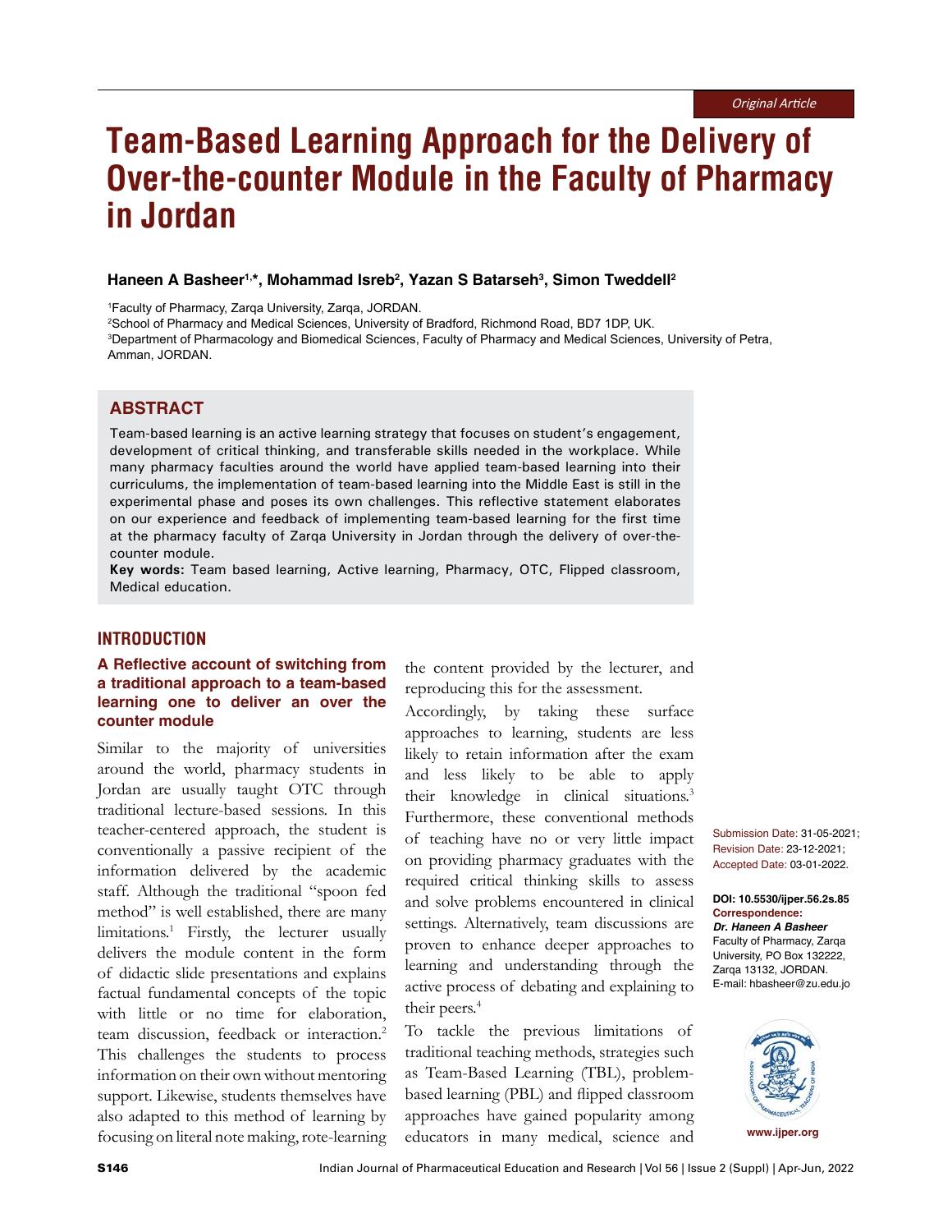Original Article

# Team-Based Learning Approach for the Delivery of Over-the-counter Module in the Faculty of Pharmacy in Jordan

**Haneen A Basheer[1,*], Mohammad Isreb[2], Yazan S Batarseh[3], Simon Tweddell[2]**

[1]Faculty of Pharmacy, Zarqa University, Zarqa, JORDAN.
[2]School of Pharmacy and Medical Sciences, University of Bradford, Richmond Road, BD7 1DP, UK.
[3]Department of Pharmacology and Biomedical Sciences, Faculty of Pharmacy and Medical Sciences, University of Petra, Amman, JORDAN.

## ABSTRACT

Team-based learning is an active learning strategy that focuses on student's engagement, development of critical thinking, and transferable skills needed in the workplace. While many pharmacy faculties around the world have applied team-based learning into their curriculums, the implementation of team-based learning into the Middle East is still in the experimental phase and poses its own challenges. This reflective statement elaborates on our experience and feedback of implementing team-based learning for the first time at the pharmacy faculty of Zarqa University in Jordan through the delivery of over-the-counter module.

**Key words:** Team based learning, Active learning, Pharmacy, OTC, Flipped classroom, Medical education.

Submission Date: 31-05-2021; Revision Date: 23-12-2021; Accepted Date: 03-01-2022.

**DOI: 10.5530/ijper.56.2s.85**
**Correspondence:**
***Dr. Haneen A Basheer***
Faculty of Pharmacy, Zarqa University, PO Box 132222, Zarqa 13132, JORDAN.
E-mail: hbasheer@zu.edu.jo

## INTRODUCTION

### A Reflective account of switching from a traditional approach to a team-based learning one to deliver an over the counter module

Similar to the majority of universities around the world, pharmacy students in Jordan are usually taught OTC through traditional lecture-based sessions. In this teacher-centered approach, the student is conventionally a passive recipient of the information delivered by the academic staff. Although the traditional "spoon fed method" is well established, there are many limitations.[1] Firstly, the lecturer usually delivers the module content in the form of didactic slide presentations and explains factual fundamental concepts of the topic with little or no time for elaboration, team discussion, feedback or interaction.[2] This challenges the students to process information on their own without mentoring support. Likewise, students themselves have also adapted to this method of learning by focusing on literal note making, rote-learning the content provided by the lecturer, and reproducing this for the assessment.

Accordingly, by taking these surface approaches to learning, students are less likely to retain information after the exam and less likely to be able to apply their knowledge in clinical situations.[3] Furthermore, these conventional methods of teaching have no or very little impact on providing pharmacy graduates with the required critical thinking skills to assess and solve problems encountered in clinical settings. Alternatively, team discussions are proven to enhance deeper approaches to learning and understanding through the active process of debating and explaining to their peers.[4]

To tackle the previous limitations of traditional teaching methods, strategies such as Team-Based Learning (TBL), problem-based learning (PBL) and flipped classroom approaches have gained popularity among educators in many medical, science and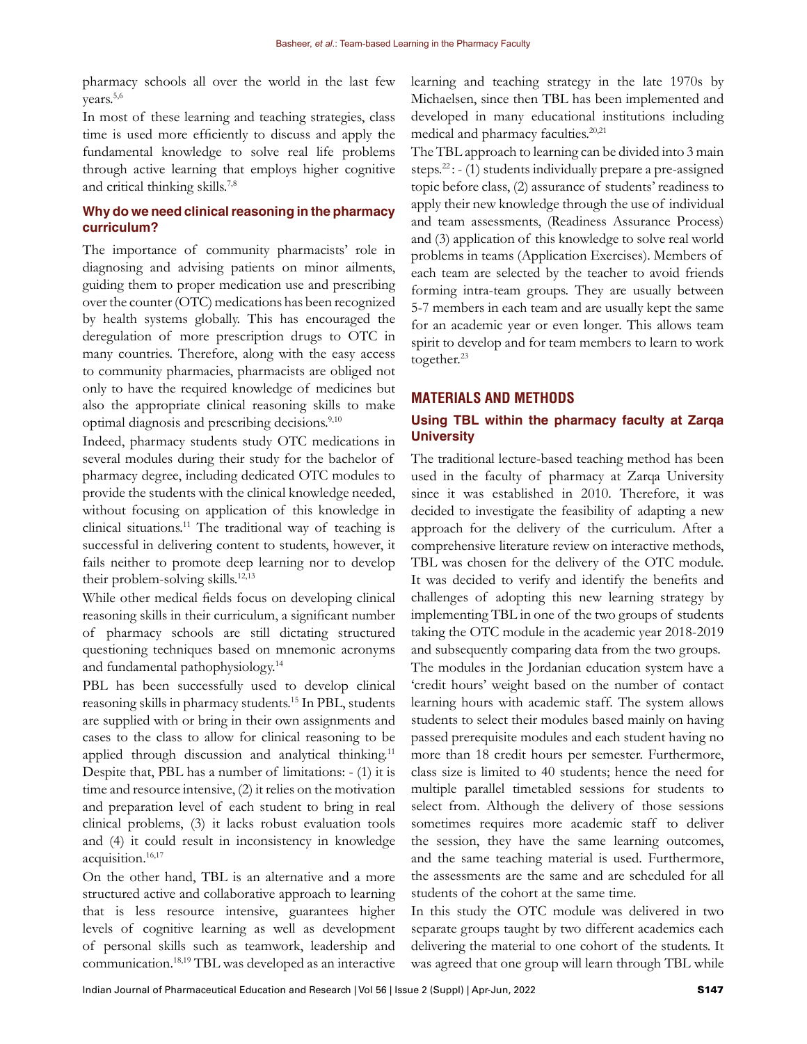pharmacy schools all over the world in the last few years.[5,6]

In most of these learning and teaching strategies, class time is used more efficiently to discuss and apply the fundamental knowledge to solve real life problems through active learning that employs higher cognitive and critical thinking skills.[7,8]

### Why do we need clinical reasoning in the pharmacy curriculum?

The importance of community pharmacists' role in diagnosing and advising patients on minor ailments, guiding them to proper medication use and prescribing over the counter (OTC) medications has been recognized by health systems globally. This has encouraged the deregulation of more prescription drugs to OTC in many countries. Therefore, along with the easy access to community pharmacies, pharmacists are obliged not only to have the required knowledge of medicines but also the appropriate clinical reasoning skills to make optimal diagnosis and prescribing decisions.[9,10]

Indeed, pharmacy students study OTC medications in several modules during their study for the bachelor of pharmacy degree, including dedicated OTC modules to provide the students with the clinical knowledge needed, without focusing on application of this knowledge in clinical situations.[11] The traditional way of teaching is successful in delivering content to students, however, it fails neither to promote deep learning nor to develop their problem-solving skills.[12,13]

While other medical fields focus on developing clinical reasoning skills in their curriculum, a significant number of pharmacy schools are still dictating structured questioning techniques based on mnemonic acronyms and fundamental pathophysiology.[14]

PBL has been successfully used to develop clinical reasoning skills in pharmacy students.[15] In PBL, students are supplied with or bring in their own assignments and cases to the class to allow for clinical reasoning to be applied through discussion and analytical thinking.[11] Despite that, PBL has a number of limitations: - (1) it is time and resource intensive, (2) it relies on the motivation and preparation level of each student to bring in real clinical problems, (3) it lacks robust evaluation tools and (4) it could result in inconsistency in knowledge acquisition.[16,17]

On the other hand, TBL is an alternative and a more structured active and collaborative approach to learning that is less resource intensive, guarantees higher levels of cognitive learning as well as development of personal skills such as teamwork, leadership and communication.[18,19] TBL was developed as an interactive learning and teaching strategy in the late 1970s by Michaelsen, since then TBL has been implemented and developed in many educational institutions including medical and pharmacy faculties.[20,21]

The TBL approach to learning can be divided into 3 main steps.[22]: - (1) students individually prepare a pre-assigned topic before class, (2) assurance of students' readiness to apply their new knowledge through the use of individual and team assessments, (Readiness Assurance Process) and (3) application of this knowledge to solve real world problems in teams (Application Exercises). Members of each team are selected by the teacher to avoid friends forming intra-team groups. They are usually between 5-7 members in each team and are usually kept the same for an academic year or even longer. This allows team spirit to develop and for team members to learn to work together.[23]

## MATERIALS AND METHODS

### Using TBL within the pharmacy faculty at Zarqa University

The traditional lecture-based teaching method has been used in the faculty of pharmacy at Zarqa University since it was established in 2010. Therefore, it was decided to investigate the feasibility of adapting a new approach for the delivery of the curriculum. After a comprehensive literature review on interactive methods, TBL was chosen for the delivery of the OTC module. It was decided to verify and identify the benefits and challenges of adopting this new learning strategy by implementing TBL in one of the two groups of students taking the OTC module in the academic year 2018-2019 and subsequently comparing data from the two groups.

The modules in the Jordanian education system have a 'credit hours' weight based on the number of contact learning hours with academic staff. The system allows students to select their modules based mainly on having passed prerequisite modules and each student having no more than 18 credit hours per semester. Furthermore, class size is limited to 40 students; hence the need for multiple parallel timetabled sessions for students to select from. Although the delivery of those sessions sometimes requires more academic staff to deliver the session, they have the same learning outcomes, and the same teaching material is used. Furthermore, the assessments are the same and are scheduled for all students of the cohort at the same time.

In this study the OTC module was delivered in two separate groups taught by two different academics each delivering the material to one cohort of the students. It was agreed that one group will learn through TBL while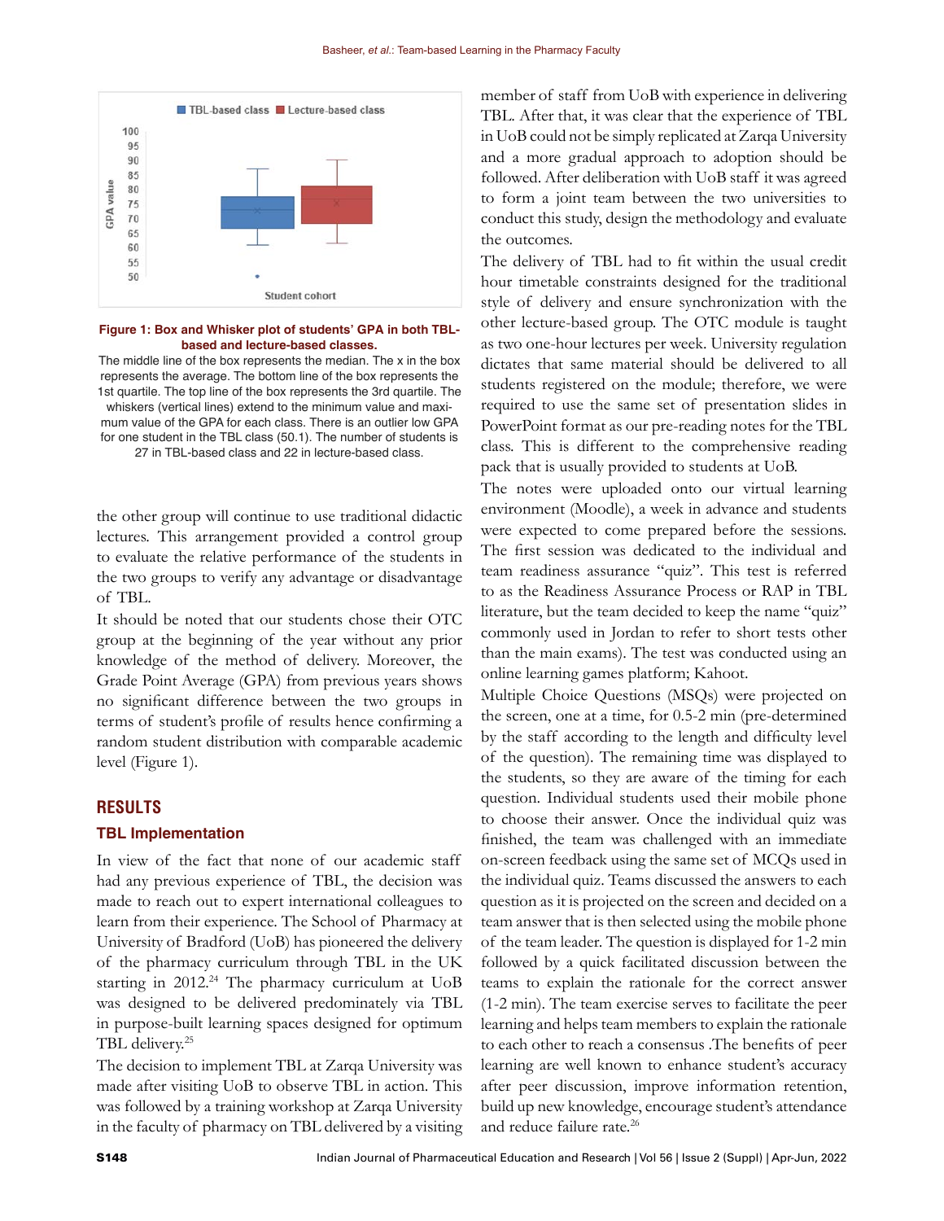Figure 1: Box and Whisker plot of students' GPA in both TBL-based and lecture-based classes.

The middle line of the box represents the median. The x in the box represents the average. The bottom line of the box represents the 1st quartile. The top line of the box represents the 3rd quartile. The whiskers (vertical lines) extend to the minimum value and maximum value of the GPA for each class. There is an outlier low GPA for one student in the TBL class (50.1). The number of students is 27 in TBL-based class and 22 in lecture-based class.

the other group will continue to use traditional didactic lectures. This arrangement provided a control group to evaluate the relative performance of the students in the two groups to verify any advantage or disadvantage of TBL.

It should be noted that our students chose their OTC group at the beginning of the year without any prior knowledge of the method of delivery. Moreover, the Grade Point Average (GPA) from previous years shows no significant difference between the two groups in terms of student's profile of results hence confirming a random student distribution with comparable academic level (Figure 1).

## RESULTS

### TBL Implementation

In view of the fact that none of our academic staff had any previous experience of TBL, the decision was made to reach out to expert international colleagues to learn from their experience. The School of Pharmacy at University of Bradford (UoB) has pioneered the delivery of the pharmacy curriculum through TBL in the UK starting in 2012.[24] The pharmacy curriculum at UoB was designed to be delivered predominately via TBL in purpose-built learning spaces designed for optimum TBL delivery.[25]

The decision to implement TBL at Zarqa University was made after visiting UoB to observe TBL in action. This was followed by a training workshop at Zarqa University in the faculty of pharmacy on TBL delivered by a visiting member of staff from UoB with experience in delivering TBL. After that, it was clear that the experience of TBL in UoB could not be simply replicated at Zarqa University and a more gradual approach to adoption should be followed. After deliberation with UoB staff it was agreed to form a joint team between the two universities to conduct this study, design the methodology and evaluate the outcomes.

The delivery of TBL had to fit within the usual credit hour timetable constraints designed for the traditional style of delivery and ensure synchronization with the other lecture-based group. The OTC module is taught as two one-hour lectures per week. University regulation dictates that same material should be delivered to all students registered on the module; therefore, we were required to use the same set of presentation slides in PowerPoint format as our pre-reading notes for the TBL class. This is different to the comprehensive reading pack that is usually provided to students at UoB.

The notes were uploaded onto our virtual learning environment (Moodle), a week in advance and students were expected to come prepared before the sessions. The first session was dedicated to the individual and team readiness assurance "quiz". This test is referred to as the Readiness Assurance Process or RAP in TBL literature, but the team decided to keep the name "quiz" commonly used in Jordan to refer to short tests other than the main exams). The test was conducted using an online learning games platform; Kahoot.

Multiple Choice Questions (MSQs) were projected on the screen, one at a time, for 0.5-2 min (pre-determined by the staff according to the length and difficulty level of the question). The remaining time was displayed to the students, so they are aware of the timing for each question. Individual students used their mobile phone to choose their answer. Once the individual quiz was finished, the team was challenged with an immediate on-screen feedback using the same set of MCQs used in the individual quiz. Teams discussed the answers to each question as it is projected on the screen and decided on a team answer that is then selected using the mobile phone of the team leader. The question is displayed for 1-2 min followed by a quick facilitated discussion between the teams to explain the rationale for the correct answer (1-2 min). The team exercise serves to facilitate the peer learning and helps team members to explain the rationale to each other to reach a consensus .The benefits of peer learning are well known to enhance student's accuracy after peer discussion, improve information retention, build up new knowledge, encourage student's attendance and reduce failure rate.[26]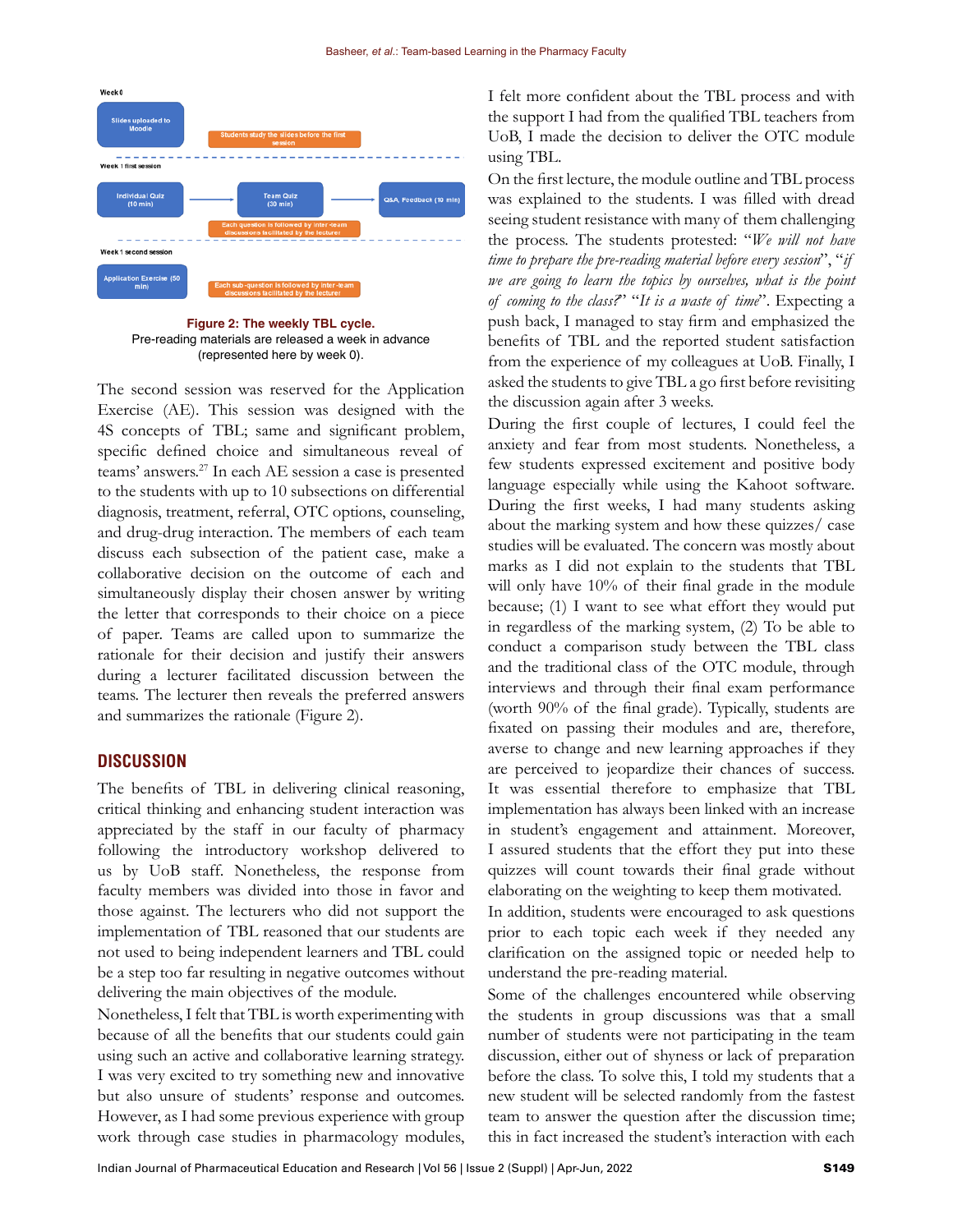Week 0

Slides uploaded to Moodle

Students study the slides before the first session

Week 1 first session

Individual Quiz (10 min)

Team Quiz (30 min)

Q&A, Feedback (10 min)

Each question is followed by inter-team discussions facilitated by the lecturer

Week 1 second session

Application Exercise (50 min)

Each sub-question is followed by inter-team discussions facilitated by the lecturer

**Figure 2: The weekly TBL cycle.**
Pre-reading materials are released a week in advance (represented here by week 0).

The second session was reserved for the Application Exercise (AE). This session was designed with the 4S concepts of TBL; same and significant problem, specific defined choice and simultaneous reveal of teams' answers.[27] In each AE session a case is presented to the students with up to 10 subsections on differential diagnosis, treatment, referral, OTC options, counseling, and drug-drug interaction. The members of each team discuss each subsection of the patient case, make a collaborative decision on the outcome of each and simultaneously display their chosen answer by writing the letter that corresponds to their choice on a piece of paper. Teams are called upon to summarize the rationale for their decision and justify their answers during a lecturer facilitated discussion between the teams. The lecturer then reveals the preferred answers and summarizes the rationale (Figure 2).

## DISCUSSION

The benefits of TBL in delivering clinical reasoning, critical thinking and enhancing student interaction was appreciated by the staff in our faculty of pharmacy following the introductory workshop delivered to us by UoB staff. Nonetheless, the response from faculty members was divided into those in favor and those against. The lecturers who did not support the implementation of TBL reasoned that our students are not used to being independent learners and TBL could be a step too far resulting in negative outcomes without delivering the main objectives of the module.

Nonetheless, I felt that TBL is worth experimenting with because of all the benefits that our students could gain using such an active and collaborative learning strategy. I was very excited to try something new and innovative but also unsure of students' response and outcomes. However, as I had some previous experience with group work through case studies in pharmacology modules, I felt more confident about the TBL process and with the support I had from the qualified TBL teachers from UoB, I made the decision to deliver the OTC module using TBL.

On the first lecture, the module outline and TBL process was explained to the students. I was filled with dread seeing student resistance with many of them challenging the process. The students protested: "*We will not have time to prepare the pre-reading material before every session*", "*if we are going to learn the topics by ourselves, what is the point of coming to the class?*" "*It is a waste of time*". Expecting a push back, I managed to stay firm and emphasized the benefits of TBL and the reported student satisfaction from the experience of my colleagues at UoB. Finally, I asked the students to give TBL a go first before revisiting the discussion again after 3 weeks.

During the first couple of lectures, I could feel the anxiety and fear from most students. Nonetheless, a few students expressed excitement and positive body language especially while using the Kahoot software. During the first weeks, I had many students asking about the marking system and how these quizzes/ case studies will be evaluated. The concern was mostly about marks as I did not explain to the students that TBL will only have 10% of their final grade in the module because; (1) I want to see what effort they would put in regardless of the marking system, (2) To be able to conduct a comparison study between the TBL class and the traditional class of the OTC module, through interviews and through their final exam performance (worth 90% of the final grade). Typically, students are fixated on passing their modules and are, therefore, averse to change and new learning approaches if they are perceived to jeopardize their chances of success. It was essential therefore to emphasize that TBL implementation has always been linked with an increase in student's engagement and attainment. Moreover, I assured students that the effort they put into these quizzes will count towards their final grade without elaborating on the weighting to keep them motivated.

In addition, students were encouraged to ask questions prior to each topic each week if they needed any clarification on the assigned topic or needed help to understand the pre-reading material.

Some of the challenges encountered while observing the students in group discussions was that a small number of students were not participating in the team discussion, either out of shyness or lack of preparation before the class. To solve this, I told my students that a new student will be selected randomly from the fastest team to answer the question after the discussion time; this in fact increased the student's interaction with each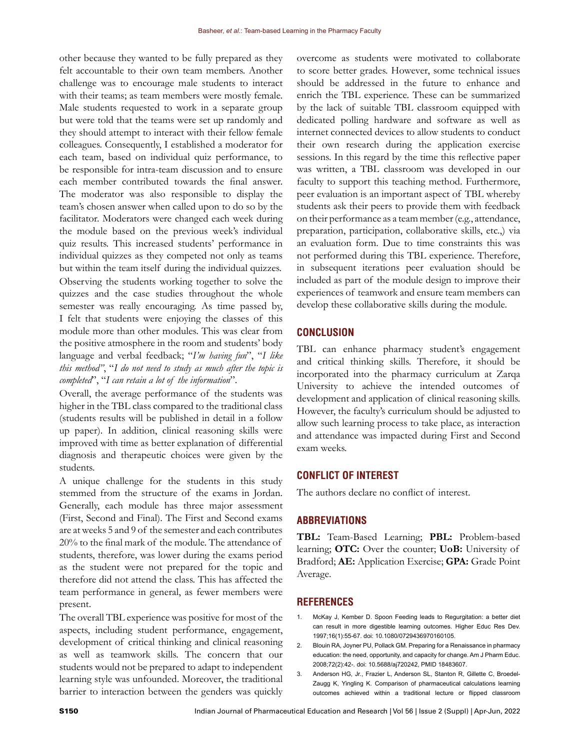other because they wanted to be fully prepared as they felt accountable to their own team members. Another challenge was to encourage male students to interact with their teams; as team members were mostly female. Male students requested to work in a separate group but were told that the teams were set up randomly and they should attempt to interact with their fellow female colleagues. Consequently, I established a moderator for each team, based on individual quiz performance, to be responsible for intra-team discussion and to ensure each member contributed towards the final answer. The moderator was also responsible to display the team's chosen answer when called upon to do so by the facilitator. Moderators were changed each week during the module based on the previous week's individual quiz results. This increased students' performance in individual quizzes as they competed not only as teams but within the team itself during the individual quizzes.

Observing the students working together to solve the quizzes and the case studies throughout the whole semester was really encouraging. As time passed by, I felt that students were enjoying the classes of this module more than other modules. This was clear from the positive atmosphere in the room and students' body language and verbal feedback; "*I'm having fun*", "*I like this method*", "*I do not need to study as much after the topic is completed*", "*I can retain a lot of the information*".

Overall, the average performance of the students was higher in the TBL class compared to the traditional class (students results will be published in detail in a follow up paper). In addition, clinical reasoning skills were improved with time as better explanation of differential diagnosis and therapeutic choices were given by the students.

A unique challenge for the students in this study stemmed from the structure of the exams in Jordan. Generally, each module has three major assessment (First, Second and Final). The First and Second exams are at weeks 5 and 9 of the semester and each contributes 20% to the final mark of the module. The attendance of students, therefore, was lower during the exams period as the student were not prepared for the topic and therefore did not attend the class. This has affected the team performance in general, as fewer members were present.

The overall TBL experience was positive for most of the aspects, including student performance, engagement, development of critical thinking and clinical reasoning as well as teamwork skills. The concern that our students would not be prepared to adapt to independent learning style was unfounded. Moreover, the traditional barrier to interaction between the genders was quickly overcome as students were motivated to collaborate to score better grades. However, some technical issues should be addressed in the future to enhance and enrich the TBL experience. These can be summarized by the lack of suitable TBL classroom equipped with dedicated polling hardware and software as well as internet connected devices to allow students to conduct their own research during the application exercise sessions. In this regard by the time this reflective paper was written, a TBL classroom was developed in our faculty to support this teaching method. Furthermore, peer evaluation is an important aspect of TBL whereby students ask their peers to provide them with feedback on their performance as a team member (e.g., attendance, preparation, participation, collaborative skills, etc.,) via an evaluation form. Due to time constraints this was not performed during this TBL experience. Therefore, in subsequent iterations peer evaluation should be included as part of the module design to improve their experiences of teamwork and ensure team members can develop these collaborative skills during the module.

## CONCLUSION

TBL can enhance pharmacy student's engagement and critical thinking skills. Therefore, it should be incorporated into the pharmacy curriculum at Zarqa University to achieve the intended outcomes of development and application of clinical reasoning skills. However, the faculty's curriculum should be adjusted to allow such learning process to take place, as interaction and attendance was impacted during First and Second exam weeks.

## CONFLICT OF INTEREST

The authors declare no conflict of interest.

## ABBREVIATIONS

**TBL:** Team-Based Learning; **PBL:** Problem-based learning; **OTC:** Over the counter; **UoB:** University of Bradford; **AE:** Application Exercise; **GPA:** Grade Point Average.

## REFERENCES

1. McKay J, Kember D. Spoon Feeding leads to Regurgitation: a better diet can result in more digestible learning outcomes. Higher Educ Res Dev. 1997;16(1):55-67. doi: 10.1080/0729436970160105.
2. Blouin RA, Joyner PU, Pollack GM. Preparing for a Renaissance in pharmacy education: the need, opportunity, and capacity for change. Am J Pharm Educ. 2008;72(2):42-. doi: 10.5688/aj720242, PMID 18483607.
3. Anderson HG, Jr., Frazier L, Anderson SL, Stanton R, Gillette C, Broedel-Zaugg K, Yingling K. Comparison of pharmaceutical calculations learning outcomes achieved within a traditional lecture or flipped classroom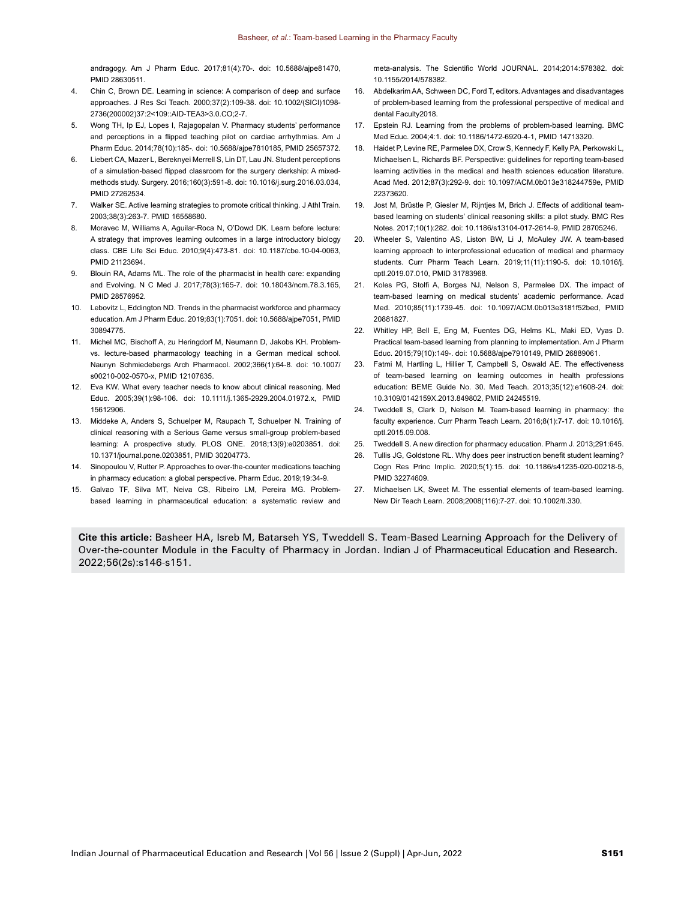andragogy. Am J Pharm Educ. 2017;81(4):70-. doi: 10.5688/ajpe81470, PMID 28630511.

4. Chin C, Brown DE. Learning in science: A comparison of deep and surface approaches. J Res Sci Teach. 2000;37(2):109-38. doi: 10.1002/(SICI)1098-2736(200002)37:2<109::AID-TEA3>3.0.CO;2-7.
5. Wong TH, Ip EJ, Lopes I, Rajagopalan V. Pharmacy students' performance and perceptions in a flipped teaching pilot on cardiac arrhythmias. Am J Pharm Educ. 2014;78(10):185-. doi: 10.5688/ajpe7810185, PMID 25657372.
6. Liebert CA, Mazer L, Bereknyei Merrell S, Lin DT, Lau JN. Student perceptions of a simulation-based flipped classroom for the surgery clerkship: A mixed-methods study. Surgery. 2016;160(3):591-8. doi: 10.1016/j.surg.2016.03.034, PMID 27262534.
7. Walker SE. Active learning strategies to promote critical thinking. J Athl Train. 2003;38(3):263-7. PMID 16558680.
8. Moravec M, Williams A, Aguilar-Roca N, O'Dowd DK. Learn before lecture: A strategy that improves learning outcomes in a large introductory biology class. CBE Life Sci Educ. 2010;9(4):473-81. doi: 10.1187/cbe.10-04-0063, PMID 21123694.
9. Blouin RA, Adams ML. The role of the pharmacist in health care: expanding and Evolving. N C Med J. 2017;78(3):165-7. doi: 10.18043/ncm.78.3.165, PMID 28576952.
10. Lebovitz L, Eddington ND. Trends in the pharmacist workforce and pharmacy education. Am J Pharm Educ. 2019;83(1):7051. doi: 10.5688/ajpe7051, PMID 30894775.
11. Michel MC, Bischoff A, zu Heringdorf M, Neumann D, Jakobs KH. Problem-vs. lecture-based pharmacology teaching in a German medical school. Naunyn Schmiedebergs Arch Pharmacol. 2002;366(1):64-8. doi: 10.1007/s00210-002-0570-x, PMID 12107635.
12. Eva KW. What every teacher needs to know about clinical reasoning. Med Educ. 2005;39(1):98-106. doi: 10.1111/j.1365-2929.2004.01972.x, PMID 15612906.
13. Middeke A, Anders S, Schuelper M, Raupach T, Schuelper N. Training of clinical reasoning with a Serious Game versus small-group problem-based learning: A prospective study. PLOS ONE. 2018;13(9):e0203851. doi: 10.1371/journal.pone.0203851, PMID 30204773.
14. Sinopoulou V, Rutter P. Approaches to over-the-counter medications teaching in pharmacy education: a global perspective. Pharm Educ. 2019;19:34-9.
15. Galvao TF, Silva MT, Neiva CS, Ribeiro LM, Pereira MG. Problem-based learning in pharmaceutical education: a systematic review and meta-analysis. The Scientific World JOURNAL. 2014;2014:578382. doi: 10.1155/2014/578382.
16. Abdelkarim AA, Schween DC, Ford T, editors. Advantages and disadvantages of problem-based learning from the professional perspective of medical and dental Faculty2018.
17. Epstein RJ. Learning from the problems of problem-based learning. BMC Med Educ. 2004;4:1. doi: 10.1186/1472-6920-4-1, PMID 14713320.
18. Haidet P, Levine RE, Parmelee DX, Crow S, Kennedy F, Kelly PA, Perkowski L, Michaelsen L, Richards BF. Perspective: guidelines for reporting team-based learning activities in the medical and health sciences education literature. Acad Med. 2012;87(3):292-9. doi: 10.1097/ACM.0b013e318244759e, PMID 22373620.
19. Jost M, Brüstle P, Giesler M, Rijntjes M, Brich J. Effects of additional team-based learning on students' clinical reasoning skills: a pilot study. BMC Res Notes. 2017;10(1):282. doi: 10.1186/s13104-017-2614-9, PMID 28705246.
20. Wheeler S, Valentino AS, Liston BW, Li J, McAuley JW. A team-based learning approach to interprofessional education of medical and pharmacy students. Curr Pharm Teach Learn. 2019;11(11):1190-5. doi: 10.1016/j.cptl.2019.07.010, PMID 31783968.
21. Koles PG, Stolfi A, Borges NJ, Nelson S, Parmelee DX. The impact of team-based learning on medical students' academic performance. Acad Med. 2010;85(11):1739-45. doi: 10.1097/ACM.0b013e3181f52bed, PMID 20881827.
22. Whitley HP, Bell E, Eng M, Fuentes DG, Helms KL, Maki ED, Vyas D. Practical team-based learning from planning to implementation. Am J Pharm Educ. 2015;79(10):149-. doi: 10.5688/ajpe7910149, PMID 26889061.
23. Fatmi M, Hartling L, Hillier T, Campbell S, Oswald AE. The effectiveness of team-based learning on learning outcomes in health professions education: BEME Guide No. 30. Med Teach. 2013;35(12):e1608-24. doi: 10.3109/0142159X.2013.849802, PMID 24245519.
24. Tweddell S, Clark D, Nelson M. Team-based learning in pharmacy: the faculty experience. Curr Pharm Teach Learn. 2016;8(1):7-17. doi: 10.1016/j.cptl.2015.09.008.
25. Tweddell S. A new direction for pharmacy education. Pharm J. 2013;291:645.
26. Tullis JG, Goldstone RL. Why does peer instruction benefit student learning? Cogn Res Princ Implic. 2020;5(1):15. doi: 10.1186/s41235-020-00218-5, PMID 32274609.
27. Michaelsen LK, Sweet M. The essential elements of team-based learning. New Dir Teach Learn. 2008;2008(116):7-27. doi: 10.1002/tl.330.

**Cite this article:** Basheer HA, Isreb M, Batarseh YS, Tweddell S. Team-Based Learning Approach for the Delivery of Over-the-counter Module in the Faculty of Pharmacy in Jordan. Indian J of Pharmaceutical Education and Research. 2022;56(2s):s146-s151.